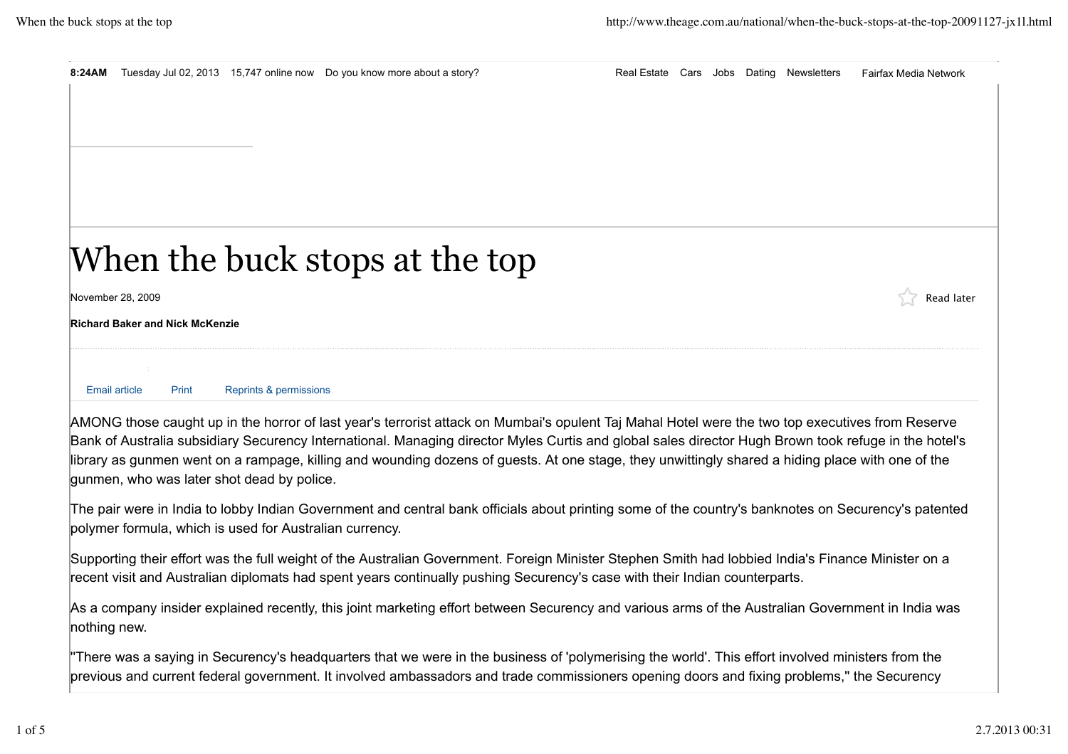# When the buck stops at the top

November 28, 2009

**Richard Baker and Nick McKenzie**

AMONG those caught up in the horror of last year's terrorist attack on Mumbai's opulent Taj Mahal Hotel were the two top executives from Reserve Bank of Australia subsidiary Securency International. Managing director Myles Curtis and global sales director Hugh Brown took refuge in the hotel's library as gunmen went on a rampage, killing and wounding dozens of guests. At one stage, they unwittingly shared a hiding place with one of the gunmen, who was later shot dead by police.

The pair were in India to lobby Indian Government and central bank officials about printing some of the country's banknotes on Securency's patented polymer formula, which is used for Australian currency.

Supporting their effort was the full weight of the Australian Government. Foreign Minister Stephen Smith had lobbied India's Finance Minister on a recent visit and Australian diplomats had spent years continually pushing Securency's case with their Indian counterparts.

As a company insider explained recently, this joint marketing effort between Securency and various arms of the Australian Government in India was nothing new.

"There was a saying in Securency's headquarters that we were in the business of 'polymerising the world'. This effort involved ministers from the previous and current federal government. It involved ambassadors and trade commissioners opening doors and fixing problems," the Securency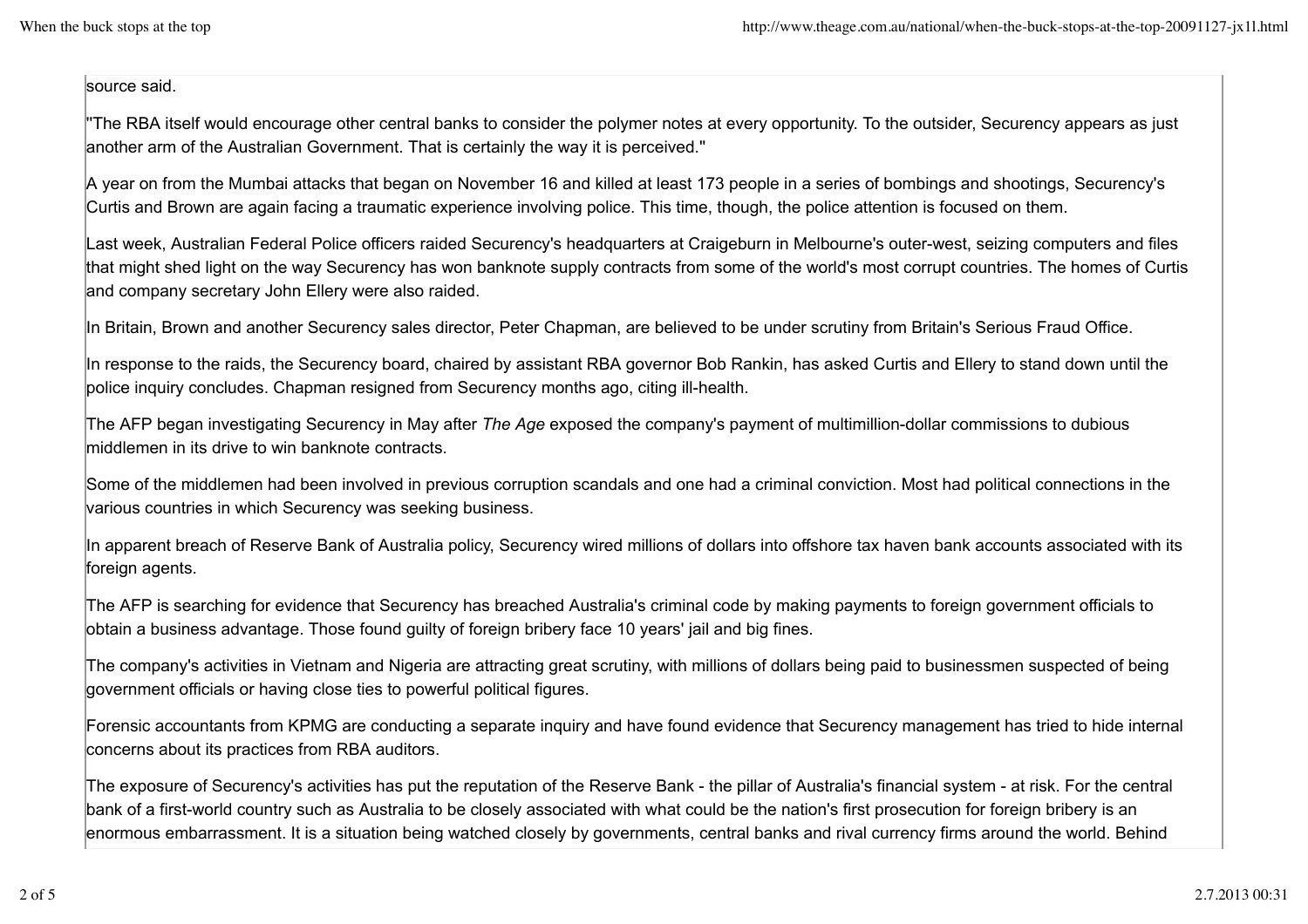source said.

"The RBA itself would encourage other central banks to consider the polymer notes at every opportunity. To the outsider, Securency appears as just another arm of the Australian Government. That is certainly the way it is perceived."

A year on from the Mumbai attacks that began on November 16 and killed at least 173 people in a series of bombings and shootings, Securency's Curtis and Brown are again facing a traumatic experience involving police. This time, though, the police attention is focused on them.

Last week, Australian Federal Police officers raided Securency's headquarters at Craigeburn in Melbourne's outer-west, seizing computers and files that might shed light on the way Securency has won banknote supply contracts from some of the world's most corrupt countries. The homes of Curtis and company secretary John Ellery were also raided.

In Britain, Brown and another Securency sales director, Peter Chapman, are believed to be under scrutiny from Britain's Serious Fraud Office.

In response to the raids, the Securency board, chaired by assistant RBA governor Bob Rankin, has asked Curtis and Ellery to stand down until the police inquiry concludes. Chapman resigned from Securency months ago, citing ill-health.

The AFP began investigating Securency in May after *The Age* exposed the company's payment of multimillion-dollar commissions to dubious middlemen in its drive to win banknote contracts.

Some of the middlemen had been involved in previous corruption scandals and one had a criminal conviction. Most had political connections in the various countries in which Securency was seeking business.

In apparent breach of Reserve Bank of Australia policy, Securency wired millions of dollars into offshore tax haven bank accounts associated with its foreign agents.

The AFP is searching for evidence that Securency has breached Australia's criminal code by making payments to foreign government officials to obtain a business advantage. Those found guilty of foreign bribery face 10 years' jail and big fines.

The company's activities in Vietnam and Nigeria are attracting great scrutiny, with millions of dollars being paid to businessmen suspected of being government officials or having close ties to powerful political figures.

Forensic accountants from KPMG are conducting a separate inquiry and have found evidence that Securency management has tried to hide internal concerns about its practices from RBA auditors.

The exposure of Securency's activities has put the reputation of the Reserve Bank - the pillar of Australia's financial system - at risk. For the central bank of a first-world country such as Australia to be closely associated with what could be the nation's first prosecution for foreign bribery is an enormous embarrassment. It is a situation being watched closely by governments, central banks and rival currency firms around the world. Behind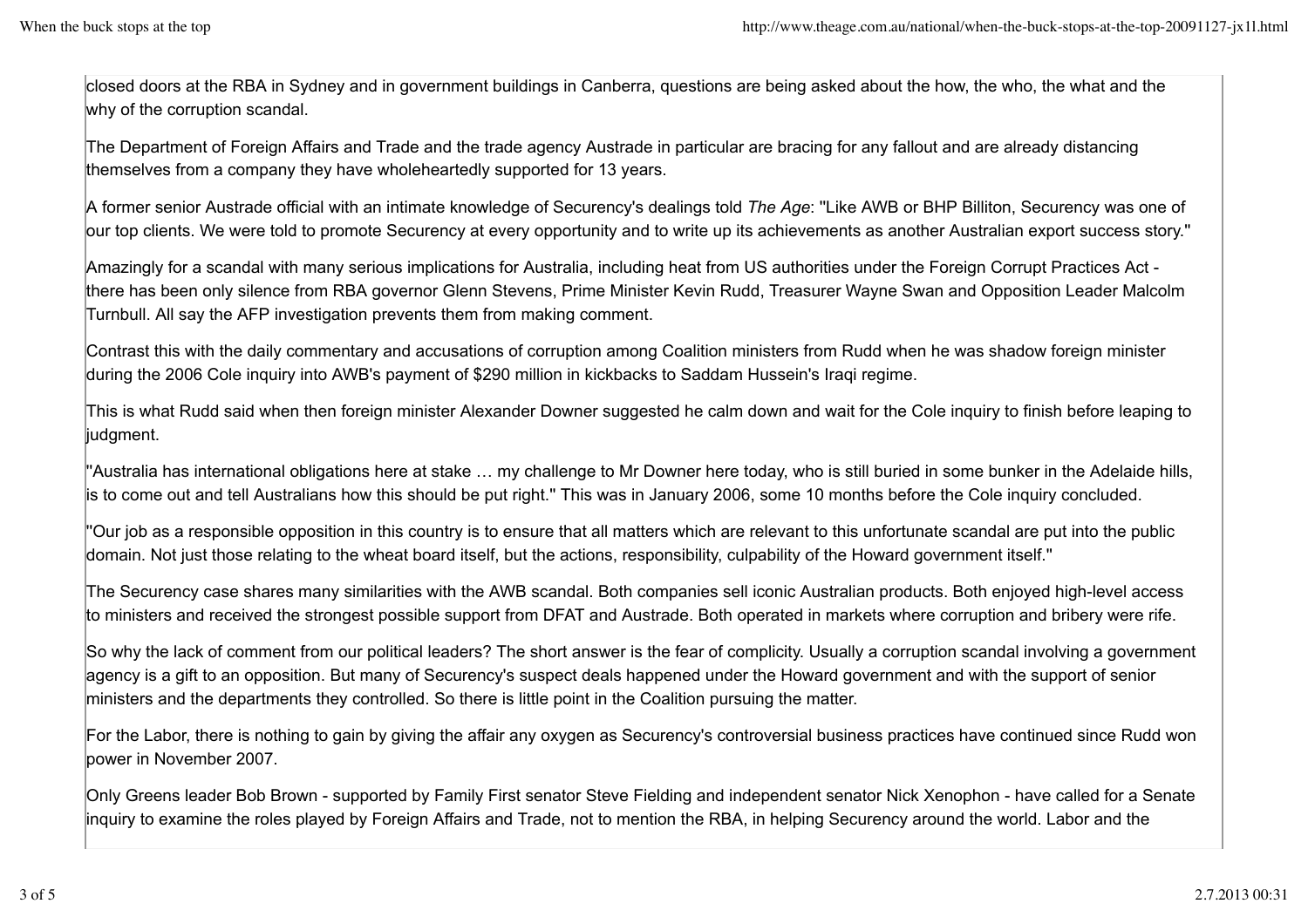closed doors at the RBA in Sydney and in government buildings in Canberra, questions are being asked about the how, the who, the what and the why of the corruption scandal.

The Department of Foreign Affairs and Trade and the trade agency Austrade in particular are bracing for any fallout and are already distancing themselves from a company they have wholeheartedly supported for 13 years.

A former senior Austrade official with an intimate knowledge of Securency's dealings told *The Age*: ''Like AWB or BHP Billiton, Securency was one of our top clients. We were told to promote Securency at every opportunity and to write up its achievements as another Australian export success story.''

Amazingly for a scandal with many serious implications for Australia, including heat from US authorities under the Foreign Corrupt Practices Act - there has been only silence from RBA governor Glenn Stevens, Prime Minister Kevin Rudd, Treasurer Wayne Swan and Opposition Leader Malcolm Turnbull. All say the AFP investigation prevents them from making comment.

Contrast this with the daily commentary and accusations of corruption among Coalition ministers from Rudd when he was shadow foreign minister during the 2006 Cole inquiry into AWB's payment of $290 million in kickbacks to Saddam Hussein's Iraqi regime.

This is what Rudd said when then foreign minister Alexander Downer suggested he calm down and wait for the Cole inquiry to finish before leaping to judgment.

''Australia has international obligations here at stake … my challenge to Mr Downer here today, who is still buried in some bunker in the Adelaide hills, is to come out and tell Australians how this should be put right.'' This was in January 2006, some 10 months before the Cole inquiry concluded.

''Our job as a responsible opposition in this country is to ensure that all matters which are relevant to this unfortunate scandal are put into the public domain. Not just those relating to the wheat board itself, but the actions, responsibility, culpability of the Howard government itself.''

The Securency case shares many similarities with the AWB scandal. Both companies sell iconic Australian products. Both enjoyed high-level access to ministers and received the strongest possible support from DFAT and Austrade. Both operated in markets where corruption and bribery were rife.

So why the lack of comment from our political leaders? The short answer is the fear of complicity. Usually a corruption scandal involving a government agency is a gift to an opposition. But many of Securency's suspect deals happened under the Howard government and with the support of senior ministers and the departments they controlled. So there is little point in the Coalition pursuing the matter.

For the Labor, there is nothing to gain by giving the affair any oxygen as Securency's controversial business practices have continued since Rudd won power in November 2007.

Only Greens leader Bob Brown - supported by Family First senator Steve Fielding and independent senator Nick Xenophon - have called for a Senate inquiry to examine the roles played by Foreign Affairs and Trade, not to mention the RBA, in helping Securency around the world. Labor and the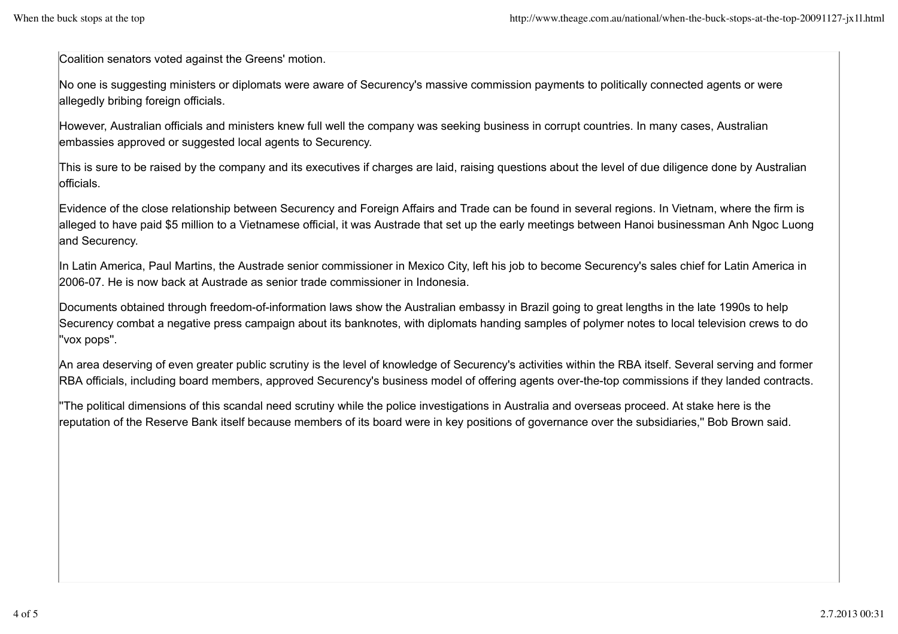Coalition senators voted against the Greens' motion.

No one is suggesting ministers or diplomats were aware of Securency's massive commission payments to politically connected agents or were allegedly bribing foreign officials.

However, Australian officials and ministers knew full well the company was seeking business in corrupt countries. In many cases, Australian embassies approved or suggested local agents to Securency.

This is sure to be raised by the company and its executives if charges are laid, raising questions about the level of due diligence done by Australian officials.

Evidence of the close relationship between Securency and Foreign Affairs and Trade can be found in several regions. In Vietnam, where the firm is alleged to have paid $5 million to a Vietnamese official, it was Austrade that set up the early meetings between Hanoi businessman Anh Ngoc Luong and Securency.

In Latin America, Paul Martins, the Austrade senior commissioner in Mexico City, left his job to become Securency's sales chief for Latin America in 2006-07. He is now back at Austrade as senior trade commissioner in Indonesia.

Documents obtained through freedom-of-information laws show the Australian embassy in Brazil going to great lengths in the late 1990s to help Securency combat a negative press campaign about its banknotes, with diplomats handing samples of polymer notes to local television crews to do ''vox pops''.

An area deserving of even greater public scrutiny is the level of knowledge of Securency's activities within the RBA itself. Several serving and former RBA officials, including board members, approved Securency's business model of offering agents over-the-top commissions if they landed contracts.

''The political dimensions of this scandal need scrutiny while the police investigations in Australia and overseas proceed. At stake here is the reputation of the Reserve Bank itself because members of its board were in key positions of governance over the subsidiaries,'' Bob Brown said.